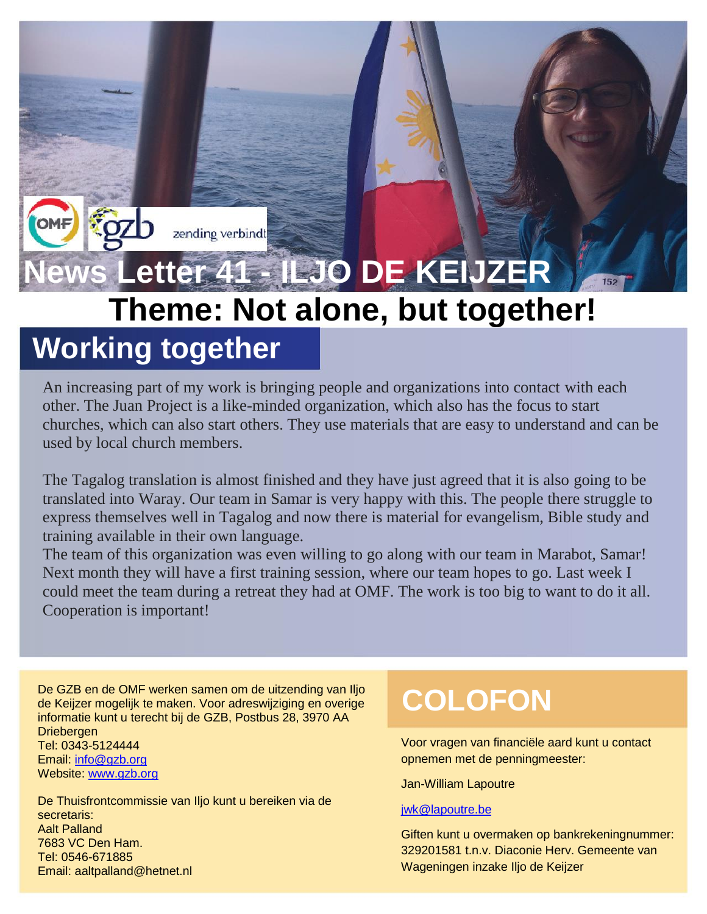OMF gzb zending verbindt

# News Letter 41 - ILJO DE KEIJZER

# Theme: Not alone, but together!

## Working together

An increasing part of my work is bringing people and organizations into contact with each other. The Juan Project is a like-minded organization, which also has the focus to start churches, which can also start others. They use materials that are easy to understand and can be used by local church members.

The Tagalog translation is almost finished and they have just agreed that it is also going to be translated into Waray. Our team in Samar is very happy with this. The people there struggle to express themselves well in Tagalog and now there is material for evangelism, Bible study and training available in their own language.
The team of this organization was even willing to go along with our team in Marabot, Samar! Next month they will have a first training session, where our team hopes to go. Last week I could meet the team during a retreat they had at OMF. The work is too big to want to do it all. Cooperation is important!

De GZB en de OMF werken samen om de uitzending van Iljo de Keijzer mogelijk te maken. Voor adreswijziging en overige informatie kunt u terecht bij de GZB, Postbus 28, 3970 AA Driebergen
Tel: 0343-5124444
Email: info@gzb.org
Website: www.gzb.org

De Thuisfrontcommissie van Iljo kunt u bereiken via de secretaris:
Aalt Palland
7683 VC Den Ham.
Tel: 0546-671885
Email: aaltpalland@hetnet.nl

## COLOFON

Voor vragen van financiële aard kunt u contact opnemen met de penningmeester:

Jan-William Lapoutre

jwk@lapoutre.be

Giften kunt u overmaken op bankrekeningnummer: 329201581 t.n.v. Diaconie Herv. Gemeente van Wageningen inzake Iljo de Keijzer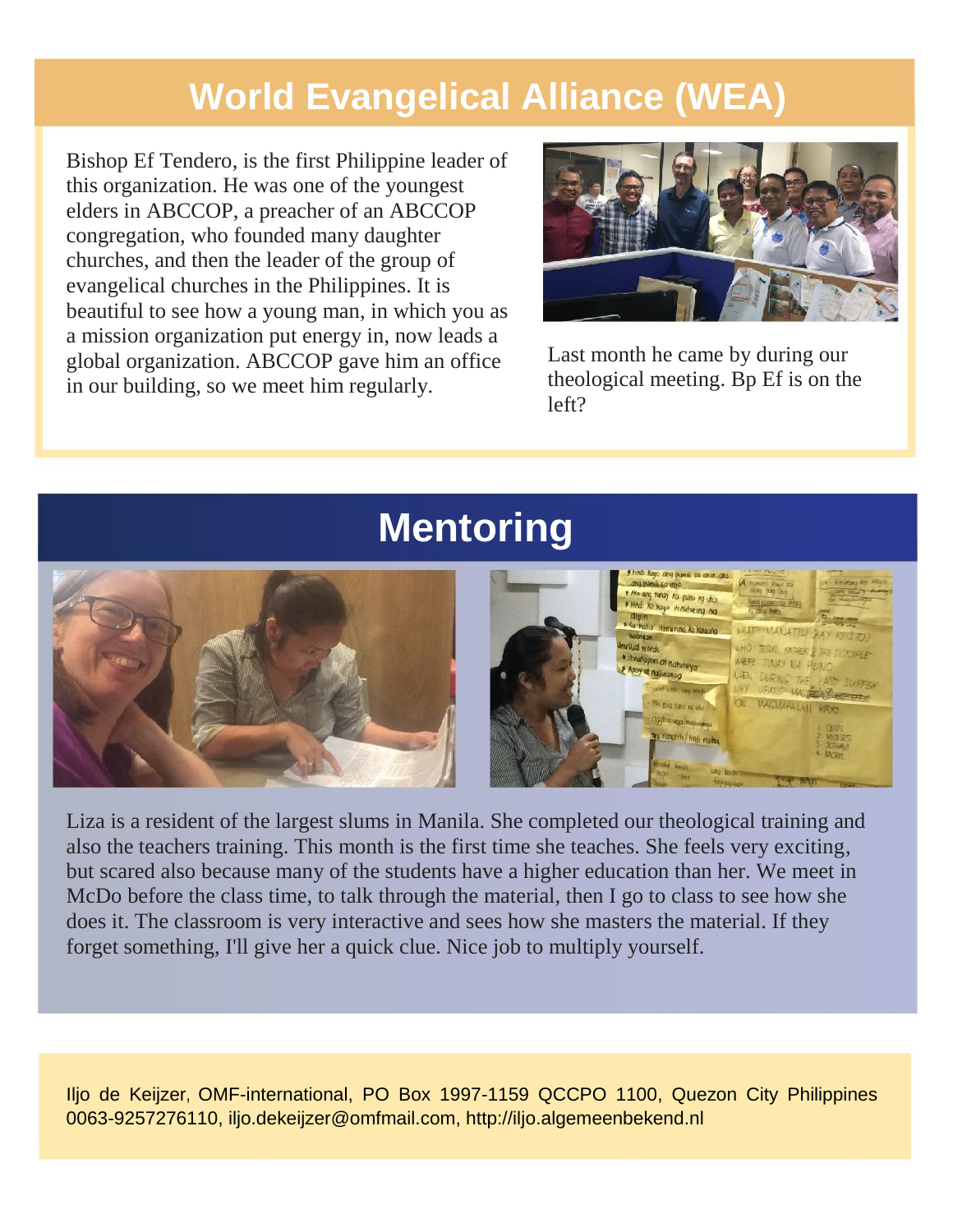# World Evangelical Alliance (WEA)

Bishop Ef Tendero, is the first Philippine leader of this organization. He was one of the youngest elders in ABCCOP, a preacher of an ABCCOP congregation, who founded many daughter churches, and then the leader of the group of evangelical churches in the Philippines. It is beautiful to see how a young man, in which you as a mission organization put energy in, now leads a global organization. ABCCOP gave him an office in our building, so we meet him regularly.

Last month he came by during our theological meeting. Bp Ef is on the left?

# Mentoring

Liza is a resident of the largest slums in Manila. She completed our theological training and also the teachers training. This month is the first time she teaches. She feels very exciting, but scared also because many of the students have a higher education than her. We meet in McDo before the class time, to talk through the material, then I go to class to see how she does it. The classroom is very interactive and sees how she masters the material. If they forget something, I'll give her a quick clue. Nice job to multiply yourself.

Iljo de Keijzer, OMF-international, PO Box 1997-1159 QCCPO 1100, Quezon City Philippines 0063-9257276110, iljo.dekeijzer@omfmail.com, http://iljo.algemeenbekend.nl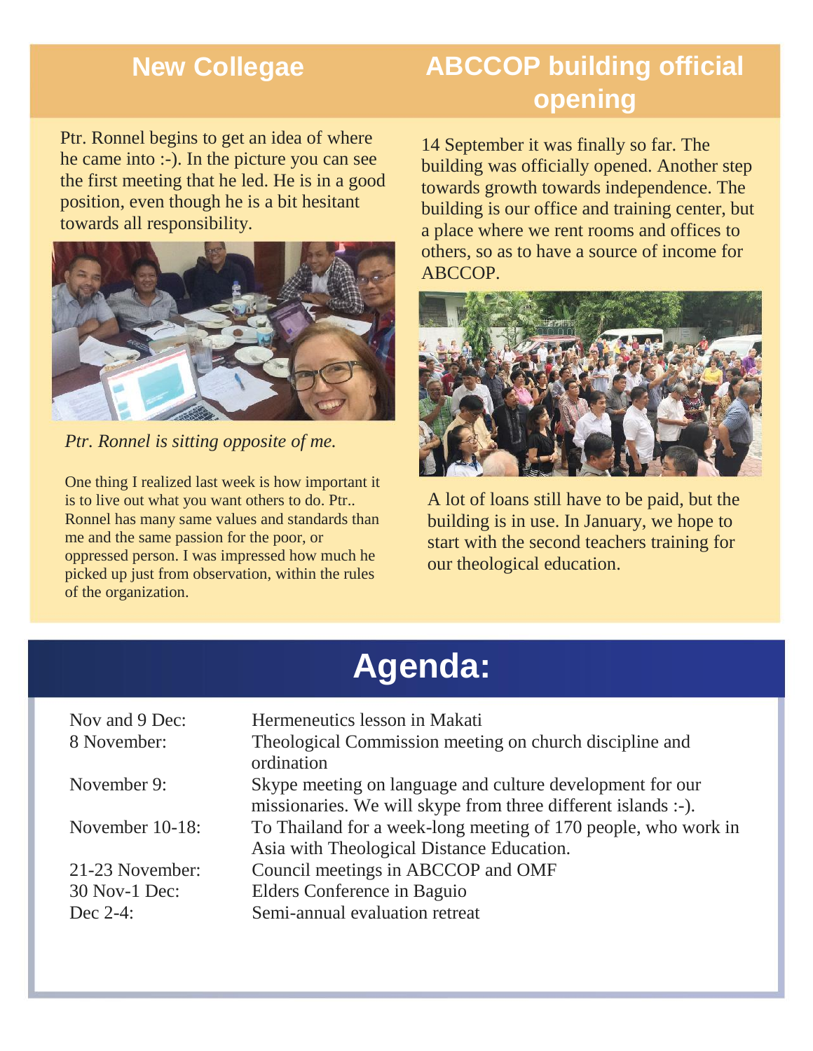## New Collegae

Ptr. Ronnel begins to get an idea of where he came into :-). In the picture you can see the first meeting that he led. He is in a good position, even though he is a bit hesitant towards all responsibility.

*Ptr. Ronnel is sitting opposite of me.*

One thing I realized last week is how important it is to live out what you want others to do. Ptr.. Ronnel has many same values and standards than me and the same passion for the poor, or oppressed person. I was impressed how much he picked up just from observation, within the rules of the organization.

## ABCCOP building official opening

14 September it was finally so far. The building was officially opened. Another step towards growth towards independence. The building is our office and training center, but a place where we rent rooms and offices to others, so as to have a source of income for ABCCOP.

A lot of loans still have to be paid, but the building is in use. In January, we hope to start with the second teachers training for our theological education.

# Agenda:

| | |
|---|---|
| Nov and 9 Dec: | Hermeneutics lesson in Makati |
| 8 November: | Theological Commission meeting on church discipline and ordination |
| November 9: | Skype meeting on language and culture development for our missionaries. We will skype from three different islands :-). |
| November 10-18: | To Thailand for a week-long meeting of 170 people, who work in Asia with Theological Distance Education. |
| 21-23 November: | Council meetings in ABCCOP and OMF |
| 30 Nov-1 Dec: | Elders Conference in Baguio |
| Dec 2-4: | Semi-annual evaluation retreat |